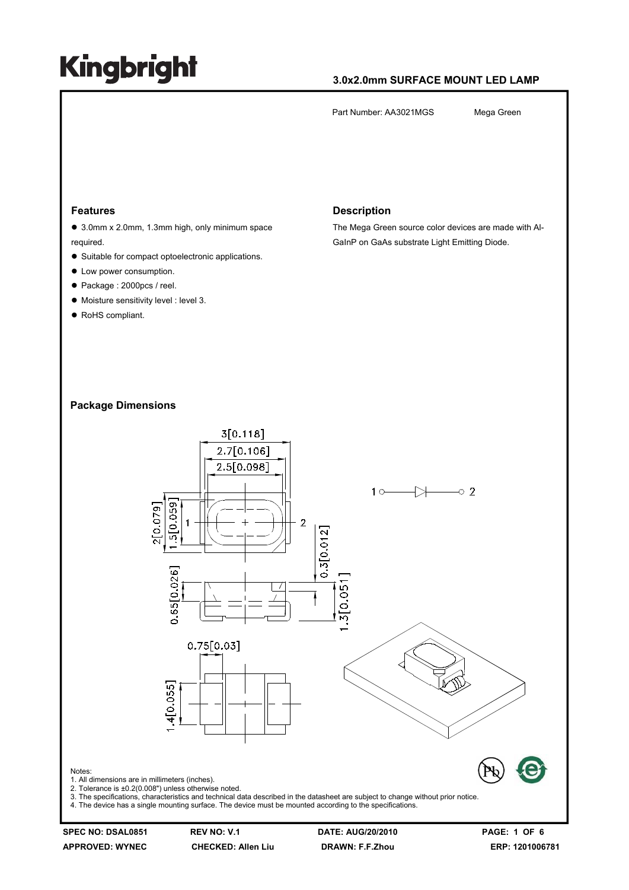# Kingbright

## 3.0x2.0mm SURFACE MOUNT LED LAMP

Part Number: AA3021MGS    Mega Green

### Features

- 3.0mm x 2.0mm, 1.3mm high, only minimum space required.
- Suitable for compact optoelectronic applications.
- Low power consumption.
- Package : 2000pcs / reel.
- Moisture sensitivity level : level 3.
- RoHS compliant.

### Description

The Mega Green source color devices are made with Al-GaInP on GaAs substrate Light Emitting Diode.

### Package Dimensions

Notes:
1. All dimensions are in millimeters (inches).
2. Tolerance is ±0.2(0.008") unless otherwise noted.
3. The specifications, characteristics and technical data described in the datasheet are subject to change without prior notice.
4. The device has a single mounting surface. The device must be mounted according to the specifications.

SPEC NO: DSAL0851  REV NO: V.1  DATE: AUG/20/2010
APPROVED: WYNEC  CHECKED: Allen Liu  DRAWN: F.F.Zhou  ERP: 1201006781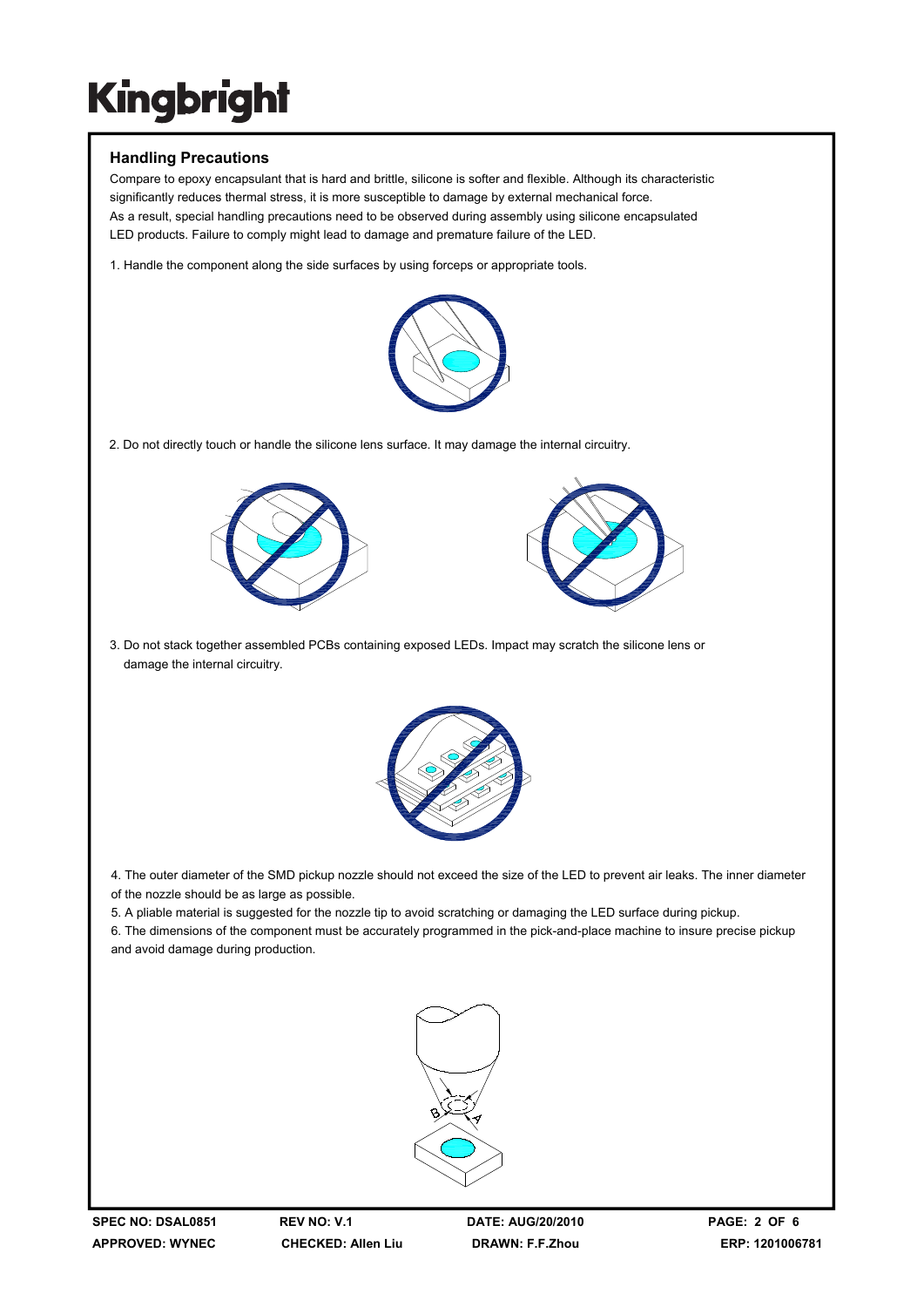## Handling Precautions

Compare to epoxy encapsulant that is hard and brittle, silicone is softer and flexible. Although its characteristic significantly reduces thermal stress, it is more susceptible to damage by external mechanical force.
As a result, special handling precautions need to be observed during assembly using silicone encapsulated LED products. Failure to comply might lead to damage and premature failure of the LED.

1. Handle the component along the side surfaces by using forceps or appropriate tools.

2. Do not directly touch or handle the silicone lens surface. It may damage the internal circuitry.

3. Do not stack together assembled PCBs containing exposed LEDs. Impact may scratch the silicone lens or damage the internal circuitry.

4. The outer diameter of the SMD pickup nozzle should not exceed the size of the LED to prevent air leaks. The inner diameter of the nozzle should be as large as possible.
5. A pliable material is suggested for the nozzle tip to avoid scratching or damaging the LED surface during pickup.
6. The dimensions of the component must be accurately programmed in the pick-and-place machine to insure precise pickup and avoid damage during production.

B A

| SPEC NO: DSAL0851 | REV NO: V.1 | DATE: AUG/20/2010 | |
|---|---|---|---|
| APPROVED: WYNEC | CHECKED: Allen Liu | DRAWN: F.F.Zhou | ERP: 1201006781 |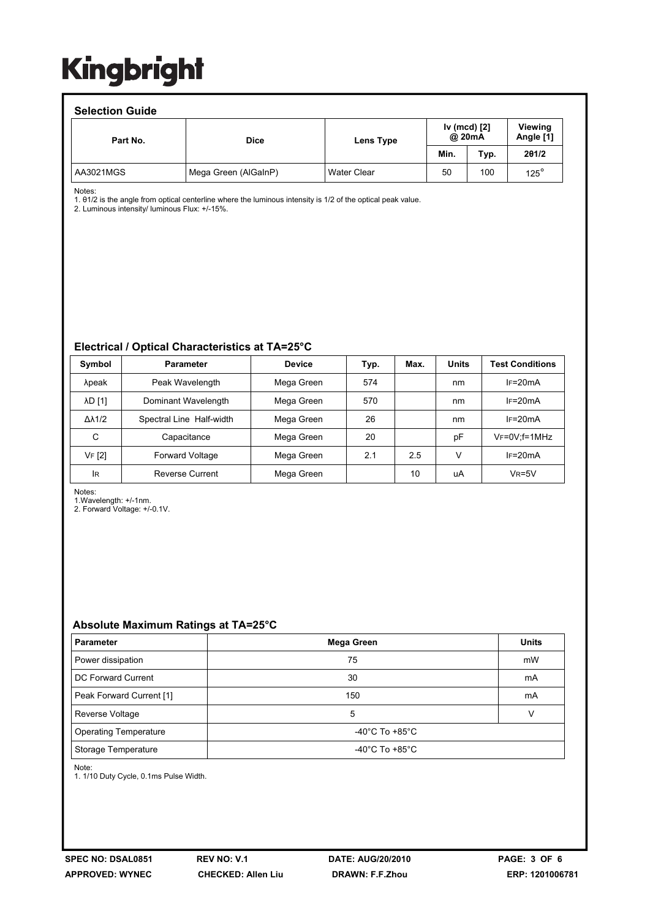## Selection Guide

| Part No. | Dice | Lens Type | Iv (mcd) [2] @ 20mA | | Viewing Angle [1] |
|---|---|---|---|---|---|
| | | | Min. | Typ. | 2θ1/2 |
| AA3021MGS | Mega Green (AlGaInP) | Water Clear | 50 | 100 | 125° |

Notes:
1. θ1/2 is the angle from optical centerline where the luminous intensity is 1/2 of the optical peak value.
2. Luminous intensity/ luminous Flux: +/-15%.

## Electrical / Optical Characteristics at TA=25°C

| Symbol | Parameter | Device | Typ. | Max. | Units | Test Conditions |
|---|---|---|---|---|---|---|
| λpeak | Peak Wavelength | Mega Green | 574 | | nm | $I_F$=20mA |
| λD [1] | Dominant Wavelength | Mega Green | 570 | | nm | $I_F$=20mA |
| Δλ1/2 | Spectral Line Half-width | Mega Green | 26 | | nm | $I_F$=20mA |
| C | Capacitance | Mega Green | 20 | | pF | $V_F$=0V;f=1MHz |
| $V_F$ [2] | Forward Voltage | Mega Green | 2.1 | 2.5 | V | $I_F$=20mA |
| $I_R$ | Reverse Current | Mega Green | | 10 | uA | $V_R$=5V |

Notes:
1.Wavelength: +/-1nm.
2. Forward Voltage: +/-0.1V.

## Absolute Maximum Ratings at TA=25°C

| Parameter | Mega Green | Units |
|---|---|---|
| Power dissipation | 75 | mW |
| DC Forward Current | 30 | mA |
| Peak Forward Current [1] | 150 | mA |
| Reverse Voltage | 5 | V |
| Operating Temperature | -40°C To +85°C | |
| Storage Temperature | -40°C To +85°C | |

Note:
1. 1/10 Duty Cycle, 0.1ms Pulse Width.

SPEC NO: DSAL0851 REV NO: V.1 DATE: AUG/20/2010
APPROVED: WYNEC CHECKED: Allen Liu DRAWN: F.F.Zhou ERP: 1201006781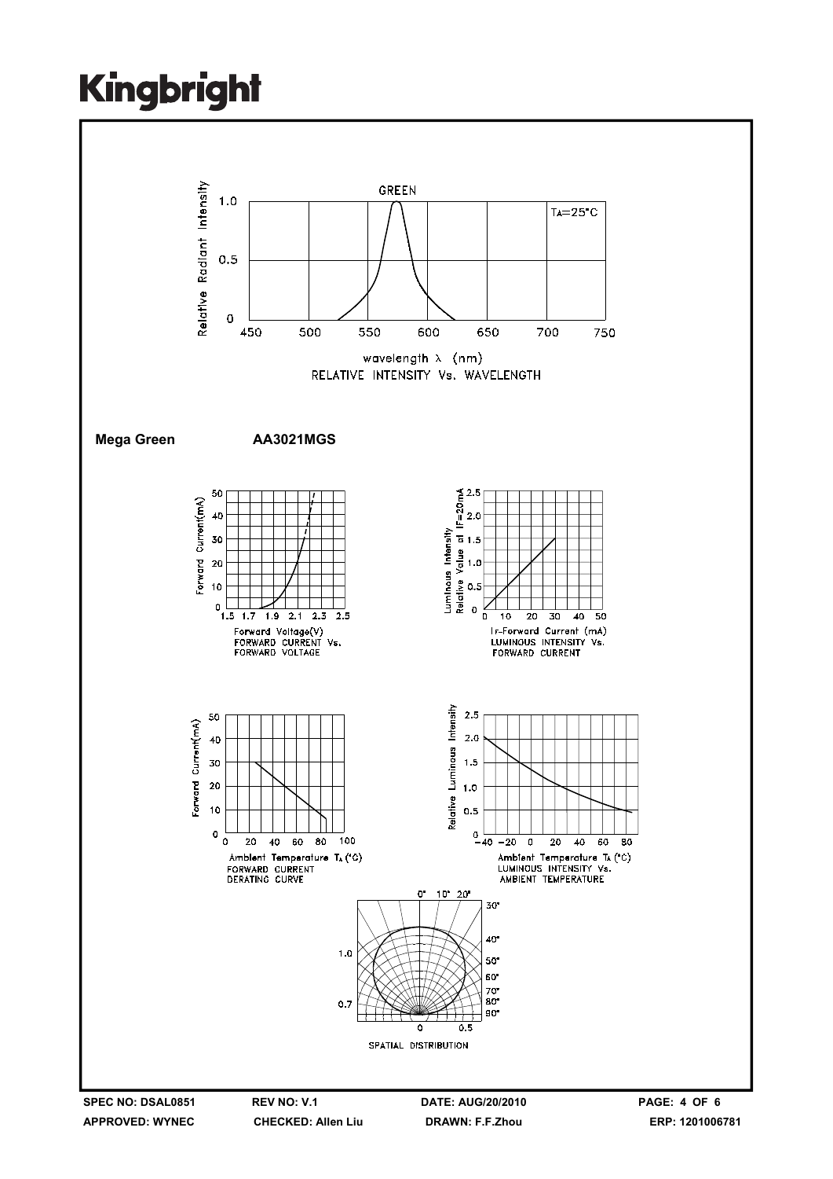GREEN

$T_A$=25°C

Relative Radiant Intensity

wavelength λ (nm)

RELATIVE INTENSITY Vs. WAVELENGTH

**Mega Green** **AA3021MGS**

FORWARD CURRENT Vs. FORWARD VOLTAGE

LUMINOUS INTENSITY Vs. FORWARD CURRENT

FORWARD CURRENT DERATING CURVE

LUMINOUS INTENSITY Vs. AMBIENT TEMPERATURE

SPATIAL DISTRIBUTION

SPEC NO: DSAL0851 | REV NO: V.1 | DATE: AUG/20/2010

APPROVED: WYNEC | CHECKED: Allen Liu | DRAWN: F.F.Zhou | ERP: 1201006781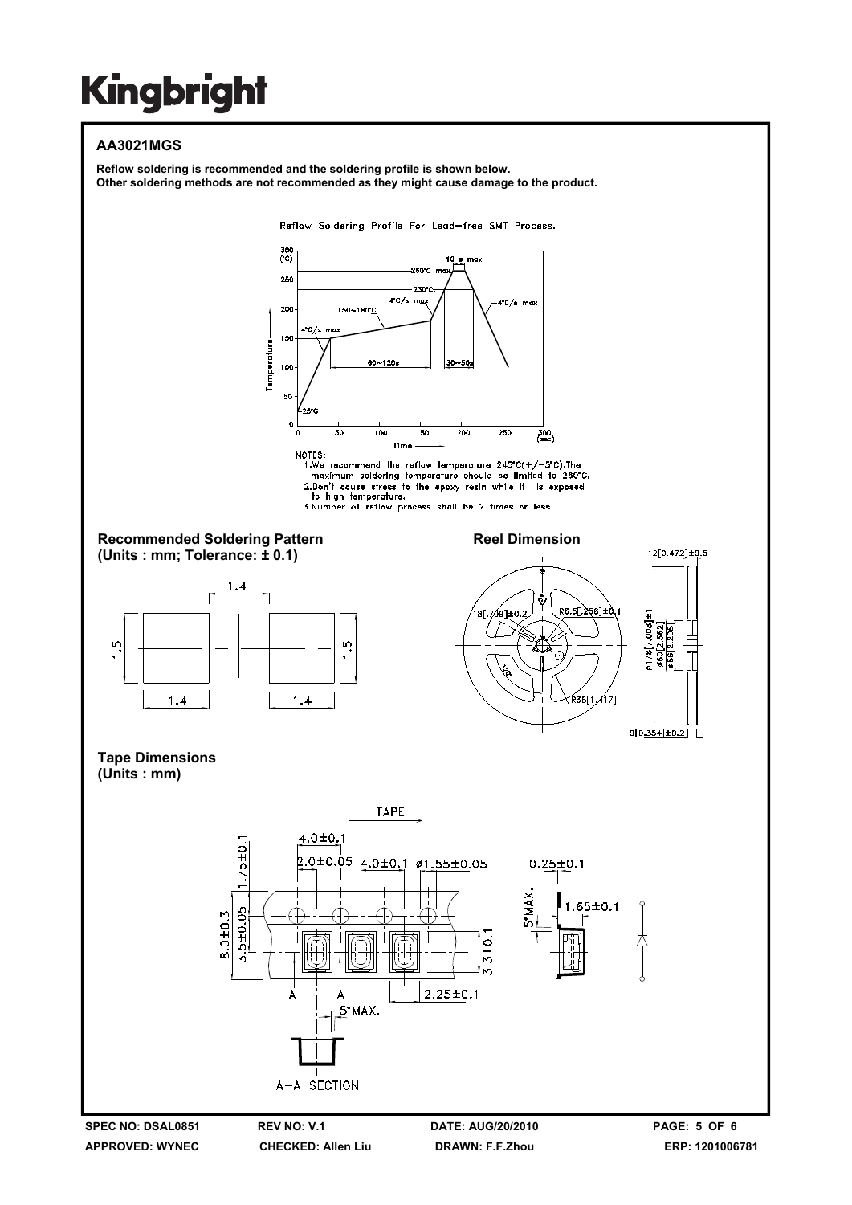# Kingbright

## AA3021MGS

**Reflow soldering is recommended and the soldering profile is shown below.**
**Other soldering methods are not recommended as they might cause damage to the product.**

Reflow Soldering Profile For Lead-free SMT Process.

NOTES:
1. We recommend the reflow temperature 245°C(+/-5°C).The maximum soldering temperature should be limited to 260°C.
2. Don't cause stress to the epoxy resin while it is exposed to high temperature.
3. Number of reflow process shall be 2 times or less.

### Recommended Soldering Pattern
**(Units : mm; Tolerance: ± 0.1)**

### Reel Dimension

### Tape Dimensions
**(Units : mm)**

| SPEC NO: DSAL0851 | REV NO: V.1 | DATE: AUG/20/2010 | |
|---|---|---|---|
| APPROVED: WYNEC | CHECKED: Allen Liu | DRAWN: F.F.Zhou | ERP: 1201006781 |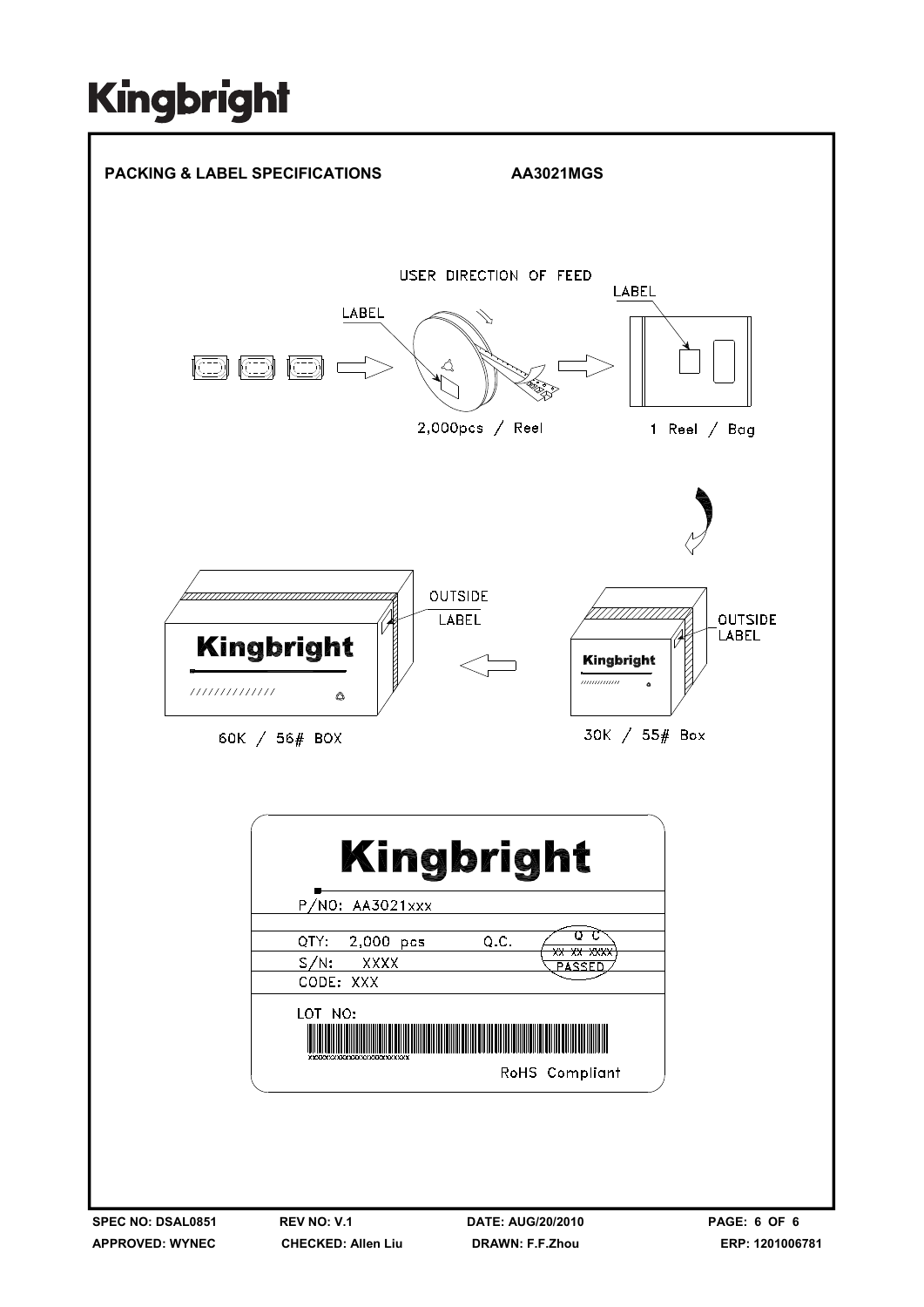## PACKING & LABEL SPECIFICATIONS

**AA3021MGS**

USER DIRECTION OF FEED

LABEL

LABEL

2,000pcs / Reel

1 Reel / Bag

OUTSIDE LABEL

OUTSIDE LABEL

Kingbright

Kingbright

60K / 56# BOX

30K / 55# Box

Kingbright

P/NO: AA3021xxx

QTY: 2,000 pcs

Q.C.

Q C
XX XX XXXX
PASSED

S/N: XXXX

CODE: XXX

LOT NO:

RoHS Compliant

**SPEC NO: DSAL0851** **REV NO: V.1** **DATE: AUG/20/2010**

**APPROVED: WYNEC** **CHECKED: Allen Liu** **DRAWN: F.F.Zhou** **ERP: 1201006781**